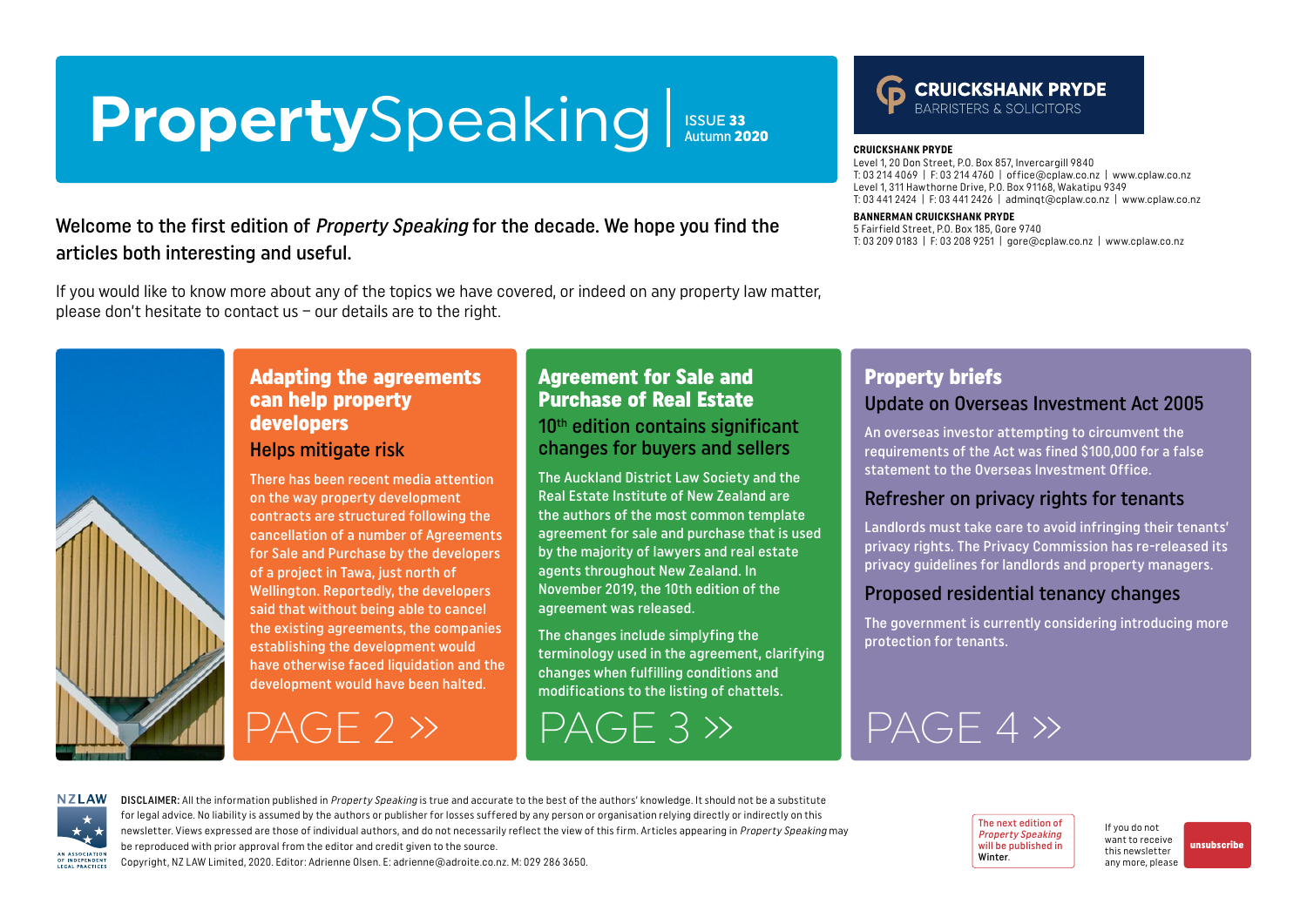# PropertySpeaking

ISSUE **33**
Autumn **2020**

**CRUICKSHANK PRYDE**
BARRISTERS & SOLICITORS

**CRUICKSHANK PRYDE**
Level 1, 20 Don Street, P.O. Box 857, Invercargill 9840
T: 03 214 4069 | F: 03 214 4760 | office@cplaw.co.nz | www.cplaw.co.nz
Level 1, 311 Hawthorne Drive, P.O. Box 91168, Wakatipu 9349
T: 03 441 2424 | F: 03 441 2426 | adminqt@cplaw.co.nz | www.cplaw.co.nz

**BANNERMAN CRUICKSHANK PRYDE**
5 Fairfield Street, P.O. Box 185, Gore 9740
T: 03 209 0183 | F: 03 208 9251 | gore@cplaw.co.nz | www.cplaw.co.nz

Welcome to the first edition of *Property Speaking* for the decade. We hope you find the articles both interesting and useful.

If you would like to know more about any of the topics we have covered, or indeed on any property law matter, please don't hesitate to contact us – our details are to the right.

## Adapting the agreements can help property developers

### Helps mitigate risk

There has been recent media attention on the way property development contracts are structured following the cancellation of a number of Agreements for Sale and Purchase by the developers of a project in Tawa, just north of Wellington. Reportedly, the developers said that without being able to cancel the existing agreements, the companies establishing the development would have otherwise faced liquidation and the development would have been halted.

PAGE 2 »

## Agreement for Sale and Purchase of Real Estate

### 10th edition contains significant changes for buyers and sellers

The Auckland District Law Society and the Real Estate Institute of New Zealand are the authors of the most common template agreement for sale and purchase that is used by the majority of lawyers and real estate agents throughout New Zealand. In November 2019, the 10th edition of the agreement was released.

The changes include simplifying the terminology used in the agreement, clarifying changes when fulfilling conditions and modifications to the listing of chattels.

PAGE 3 »

## Property briefs

### Update on Overseas Investment Act 2005

An overseas investor attempting to circumvent the requirements of the Act was fined $100,000 for a false statement to the Overseas Investment Office.

### Refresher on privacy rights for tenants

Landlords must take care to avoid infringing their tenants' privacy rights. The Privacy Commission has re-released its privacy guidelines for landlords and property managers.

### Proposed residential tenancy changes

The government is currently considering introducing more protection for tenants.

PAGE 4 »

NZLAW
AN ASSOCIATION OF INDEPENDENT LEGAL PRACTICES

**DISCLAIMER:** All the information published in *Property Speaking* is true and accurate to the best of the authors' knowledge. It should not be a substitute for legal advice. No liability is assumed by the authors or publisher for losses suffered by any person or organisation relying directly or indirectly on this newsletter. Views expressed are those of individual authors, and do not necessarily reflect the view of this firm. Articles appearing in *Property Speaking* may be reproduced with prior approval from the editor and credit given to the source.
Copyright, NZ LAW Limited, 2020. Editor: Adrienne Olsen. E: adrienne@adroite.co.nz. M: 029 286 3650.

The next edition of *Property Speaking* will be published in **Winter**.

If you do not want to receive this newsletter any more, please **unsubscribe**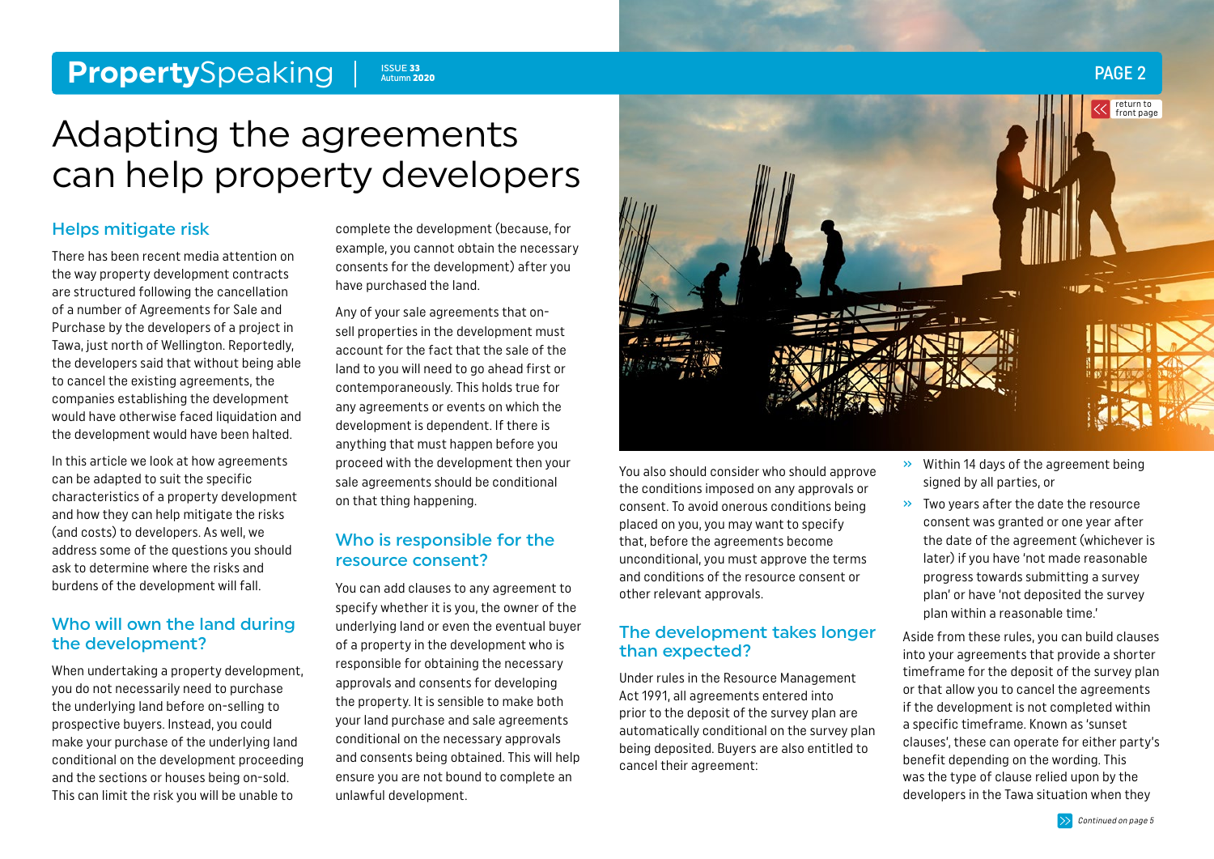# Adapting the agreements can help property developers

## Helps mitigate risk

There has been recent media attention on the way property development contracts are structured following the cancellation of a number of Agreements for Sale and Purchase by the developers of a project in Tawa, just north of Wellington. Reportedly, the developers said that without being able to cancel the existing agreements, the companies establishing the development would have otherwise faced liquidation and the development would have been halted.

In this article we look at how agreements can be adapted to suit the specific characteristics of a property development and how they can help mitigate the risks (and costs) to developers. As well, we address some of the questions you should ask to determine where the risks and burdens of the development will fall.

## Who will own the land during the development?

When undertaking a property development, you do not necessarily need to purchase the underlying land before on-selling to prospective buyers. Instead, you could make your purchase of the underlying land conditional on the development proceeding and the sections or houses being on-sold. This can limit the risk you will be unable to complete the development (because, for example, you cannot obtain the necessary consents for the development) after you have purchased the land.

Any of your sale agreements that on-sell properties in the development must account for the fact that the sale of the land to you will need to go ahead first or contemporaneously. This holds true for any agreements or events on which the development is dependent. If there is anything that must happen before you proceed with the development then your sale agreements should be conditional on that thing happening.

## Who is responsible for the resource consent?

You can add clauses to any agreement to specify whether it is you, the owner of the underlying land or even the eventual buyer of a property in the development who is responsible for obtaining the necessary approvals and consents for developing the property. It is sensible to make both your land purchase and sale agreements conditional on the necessary approvals and consents being obtained. This will help ensure you are not bound to complete an unlawful development.

You also should consider who should approve the conditions imposed on any approvals or consent. To avoid onerous conditions being placed on you, you may want to specify that, before the agreements become unconditional, you must approve the terms and conditions of the resource consent or other relevant approvals.

## The development takes longer than expected?

Under rules in the Resource Management Act 1991, all agreements entered into prior to the deposit of the survey plan are automatically conditional on the survey plan being deposited. Buyers are also entitled to cancel their agreement:

- Within 14 days of the agreement being signed by all parties, or
- Two years after the date the resource consent was granted or one year after the date of the agreement (whichever is later) if you have 'not made reasonable progress towards submitting a survey plan' or have 'not deposited the survey plan within a reasonable time.'

Aside from these rules, you can build clauses into your agreements that provide a shorter timeframe for the deposit of the survey plan or that allow you to cancel the agreements if the development is not completed within a specific timeframe. Known as 'sunset clauses', these can operate for either party's benefit depending on the wording. This was the type of clause relied upon by the developers in the Tawa situation when they

*Continued on page 5*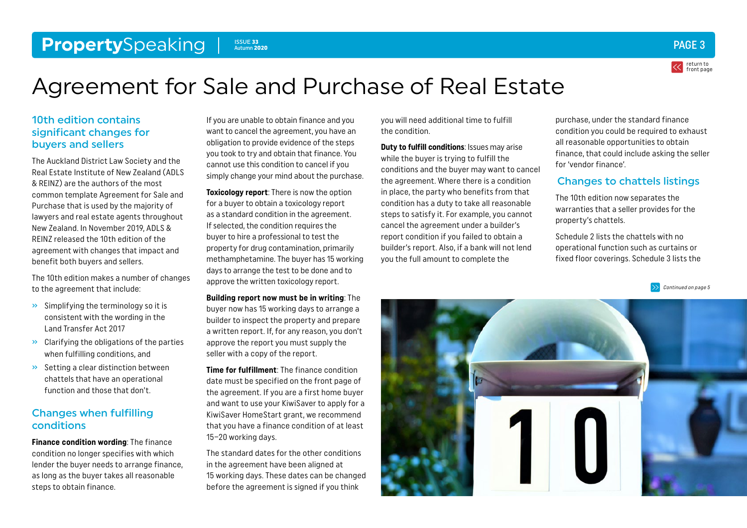# Agreement for Sale and Purchase of Real Estate

## 10th edition contains significant changes for buyers and sellers

The Auckland District Law Society and the Real Estate Institute of New Zealand (ADLS & REINZ) are the authors of the most common template Agreement for Sale and Purchase that is used by the majority of lawyers and real estate agents throughout New Zealand. In November 2019, ADLS & REINZ released the 10th edition of the agreement with changes that impact and benefit both buyers and sellers.

The 10th edition makes a number of changes to the agreement that include:

- Simplifying the terminology so it is consistent with the wording in the Land Transfer Act 2017
- Clarifying the obligations of the parties when fulfilling conditions, and
- Setting a clear distinction between chattels that have an operational function and those that don't.

## Changes when fulfilling conditions

**Finance condition wording**: The finance condition no longer specifies with which lender the buyer needs to arrange finance, as long as the buyer takes all reasonable steps to obtain finance.

If you are unable to obtain finance and you want to cancel the agreement, you have an obligation to provide evidence of the steps you took to try and obtain that finance. You cannot use this condition to cancel if you simply change your mind about the purchase.

**Toxicology report**: There is now the option for a buyer to obtain a toxicology report as a standard condition in the agreement. If selected, the condition requires the buyer to hire a professional to test the property for drug contamination, primarily methamphetamine. The buyer has 15 working days to arrange the test to be done and to approve the written toxicology report.

**Building report now must be in writing**: The buyer now has 15 working days to arrange a builder to inspect the property and prepare a written report. If, for any reason, you don't approve the report you must supply the seller with a copy of the report.

**Time for fulfillment**: The finance condition date must be specified on the front page of the agreement. If you are a first home buyer and want to use your KiwiSaver to apply for a KiwiSaver HomeStart grant, we recommend that you have a finance condition of at least 15–20 working days.

The standard dates for the other conditions in the agreement have been aligned at 15 working days. These dates can be changed before the agreement is signed if you think you will need additional time to fulfill the condition.

**Duty to fulfill conditions**: Issues may arise while the buyer is trying to fulfill the conditions and the buyer may want to cancel the agreement. Where there is a condition in place, the party who benefits from that condition has a duty to take all reasonable steps to satisfy it. For example, you cannot cancel the agreement under a builder's report condition if you failed to obtain a builder's report. Also, if a bank will not lend you the full amount to complete the purchase, under the standard finance condition you could be required to exhaust all reasonable opportunities to obtain finance, that could include asking the seller for 'vendor finance'.

## Changes to chattels listings

The 10th edition now separates the warranties that a seller provides for the property's chattels.

Schedule 2 lists the chattels with no operational function such as curtains or fixed floor coverings. Schedule 3 lists the

*Continued on page 5*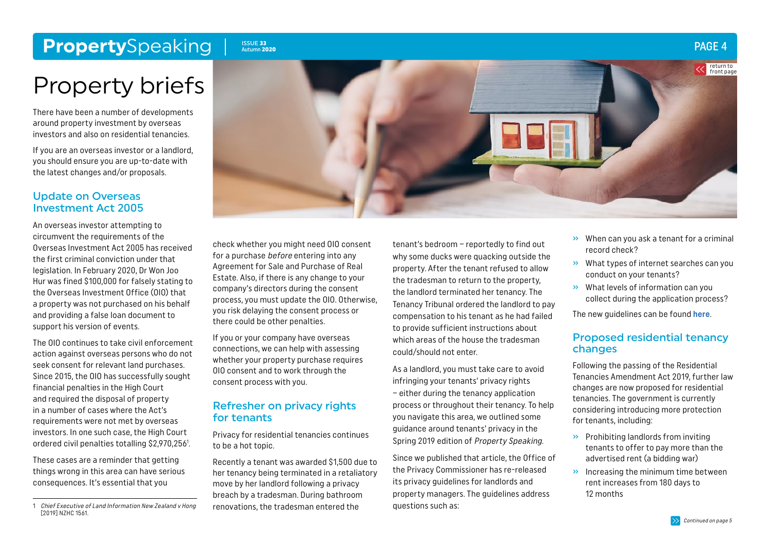# Property briefs

There have been a number of developments around property investment by overseas investors and also on residential tenancies.

If you are an overseas investor or a landlord, you should ensure you are up-to-date with the latest changes and/or proposals.

## Update on Overseas Investment Act 2005

An overseas investor attempting to circumvent the requirements of the Overseas Investment Act 2005 has received the first criminal conviction under that legislation. In February 2020, Dr Won Joo Hur was fined $100,000 for falsely stating to the Overseas Investment Office (OIO) that a property was not purchased on his behalf and providing a false loan document to support his version of events.

The OIO continues to take civil enforcement action against overseas persons who do not seek consent for relevant land purchases. Since 2015, the OIO has successfully sought financial penalties in the High Court and required the disposal of property in a number of cases where the Act's requirements were not met by overseas investors. In one such case, the High Court ordered civil penalties totalling $2,970,256[1].

These cases are a reminder that getting things wrong in this area can have serious consequences. It's essential that you check whether you might need OIO consent for a purchase *before* entering into any Agreement for Sale and Purchase of Real Estate. Also, if there is any change to your company's directors during the consent process, you must update the OIO. Otherwise, you risk delaying the consent process or there could be other penalties.

If you or your company have overseas connections, we can help with assessing whether your property purchase requires OIO consent and to work through the consent process with you.

## Refresher on privacy rights for tenants

Privacy for residential tenancies continues to be a hot topic.

Recently a tenant was awarded $1,500 due to her tenancy being terminated in a retaliatory move by her landlord following a privacy breach by a tradesman. During bathroom renovations, the tradesman entered the tenant's bedroom – reportedly to find out why some ducks were quacking outside the property. After the tenant refused to allow the tradesman to return to the property, the landlord terminated her tenancy. The Tenancy Tribunal ordered the landlord to pay compensation to his tenant as he had failed to provide sufficient instructions about which areas of the house the tradesman could/should not enter.

As a landlord, you must take care to avoid infringing your tenants' privacy rights – either during the tenancy application process or throughout their tenancy. To help you navigate this area, we outlined some guidance around tenants' privacy in the Spring 2019 edition of *Property Speaking.*

Since we published that article, the Office of the Privacy Commissioner has re-released its privacy guidelines for landlords and property managers. The guidelines address questions such as:

- When can you ask a tenant for a criminal record check?
- What types of internet searches can you conduct on your tenants?
- What levels of information can you collect during the application process?

The new guidelines can be found **here**.

## Proposed residential tenancy changes

Following the passing of the Residential Tenancies Amendment Act 2019, further law changes are now proposed for residential tenancies. The government is currently considering introducing more protection for tenants, including:

- Prohibiting landlords from inviting tenants to offer to pay more than the advertised rent (a bidding war)
- Increasing the minimum time between rent increases from 180 days to 12 months

*Continued on page 5*

---

1 *Chief Executive of Land Information New Zealand v Hong* [2019] NZHC 1561.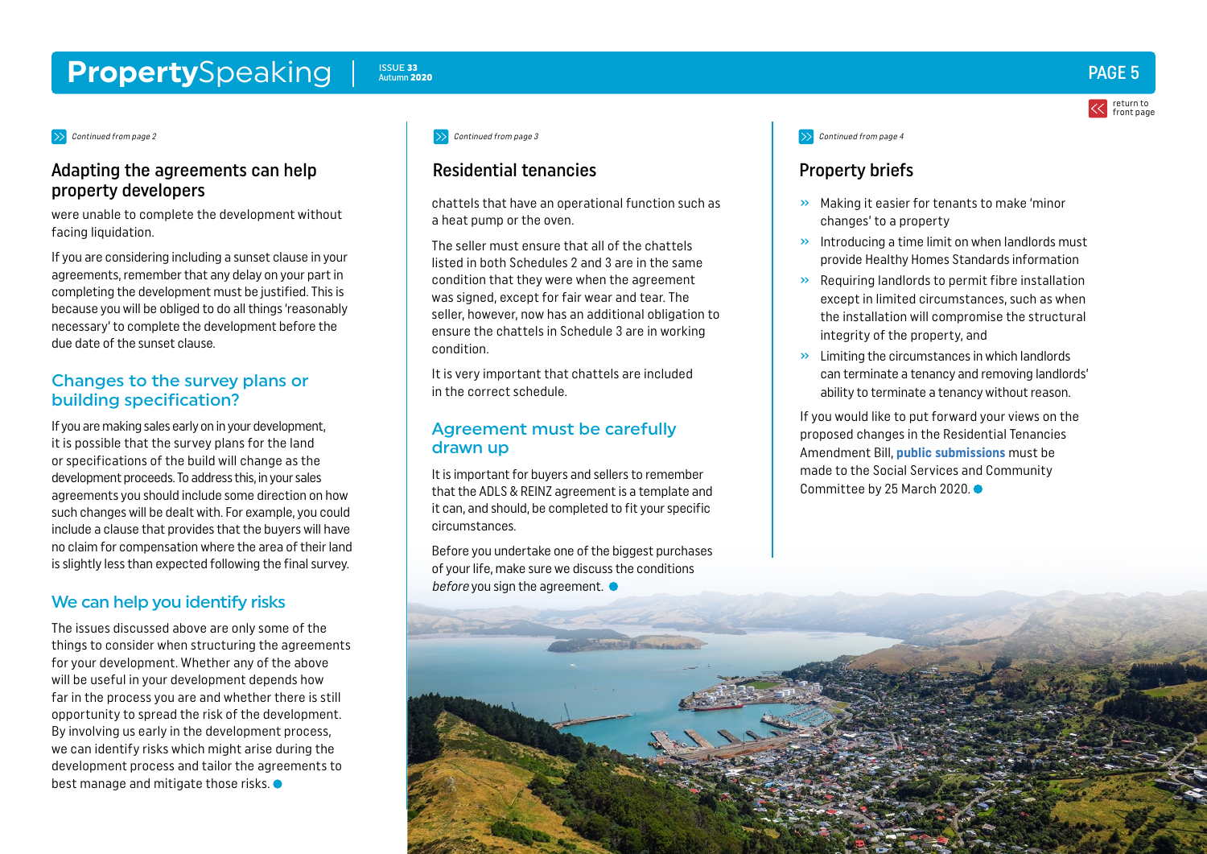*Continued from page 2*

## Adapting the agreements can help property developers

were unable to complete the development without facing liquidation.

If you are considering including a sunset clause in your agreements, remember that any delay on your part in completing the development must be justified. This is because you will be obliged to do all things 'reasonably necessary' to complete the development before the due date of the sunset clause.

### Changes to the survey plans or building specification?

If you are making sales early on in your development, it is possible that the survey plans for the land or specifications of the build will change as the development proceeds. To address this, in your sales agreements you should include some direction on how such changes will be dealt with. For example, you could include a clause that provides that the buyers will have no claim for compensation where the area of their land is slightly less than expected following the final survey.

### We can help you identify risks

The issues discussed above are only some of the things to consider when structuring the agreements for your development. Whether any of the above will be useful in your development depends how far in the process you are and whether there is still opportunity to spread the risk of the development. By involving us early in the development process, we can identify risks which might arise during the development process and tailor the agreements to best manage and mitigate those risks.

*Continued from page 3*

## Residential tenancies

chattels that have an operational function such as a heat pump or the oven.

The seller must ensure that all of the chattels listed in both Schedules 2 and 3 are in the same condition that they were when the agreement was signed, except for fair wear and tear. The seller, however, now has an additional obligation to ensure the chattels in Schedule 3 are in working condition.

It is very important that chattels are included in the correct schedule.

### Agreement must be carefully drawn up

It is important for buyers and sellers to remember that the ADLS & REINZ agreement is a template and it can, and should, be completed to fit your specific circumstances.

Before you undertake one of the biggest purchases of your life, make sure we discuss the conditions *before* you sign the agreement.

*Continued from page 4*

## Property briefs

- Making it easier for tenants to make 'minor changes' to a property
- Introducing a time limit on when landlords must provide Healthy Homes Standards information
- Requiring landlords to permit fibre installation except in limited circumstances, such as when the installation will compromise the structural integrity of the property, and
- Limiting the circumstances in which landlords can terminate a tenancy and removing landlords' ability to terminate a tenancy without reason.

If you would like to put forward your views on the proposed changes in the Residential Tenancies Amendment Bill, **public submissions** must be made to the Social Services and Community Committee by 25 March 2020.